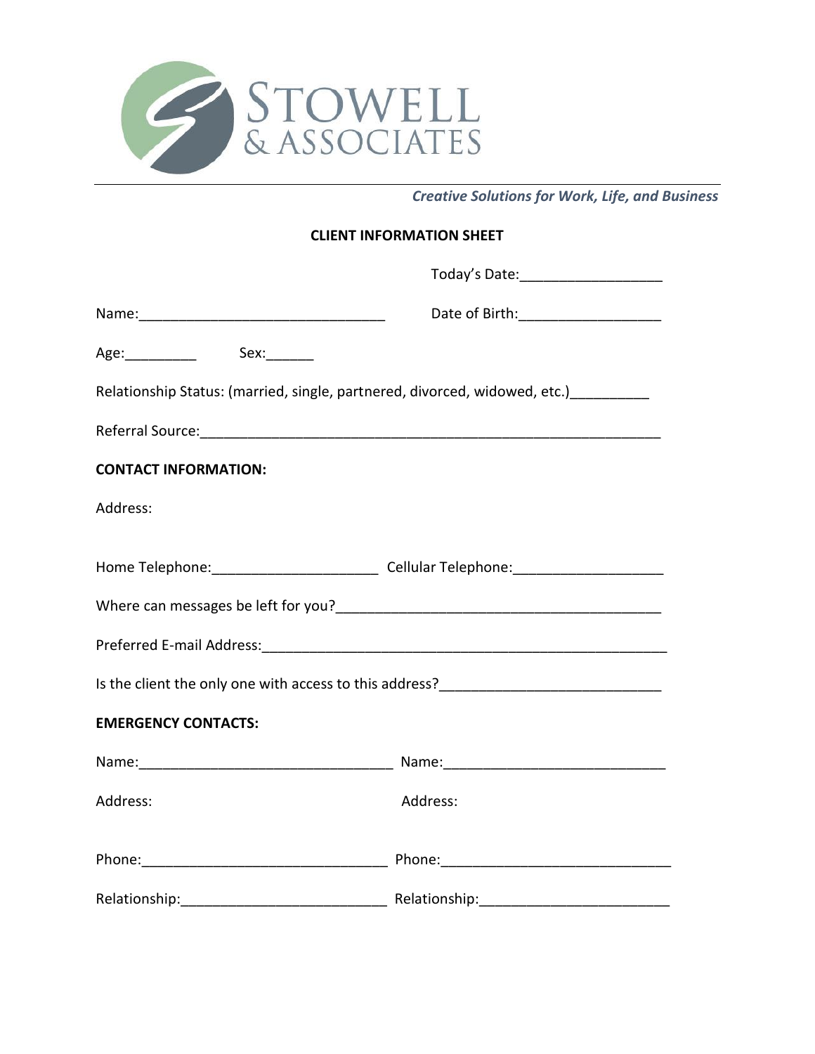STOWELL
& ASSOCIATES

*Creative Solutions for Work, Life, and Business*

## CLIENT INFORMATION SHEET

Today's Date:__________________

Name:_______________________________ Date of Birth:__________________

Age:_________ Sex:______

Relationship Status: (married, single, partnered, divorced, widowed, etc.)__________

Referral Source:___________________________________________________________

**CONTACT INFORMATION:**

Address:

Home Telephone:_____________________ Cellular Telephone:___________________

Where can messages be left for you?________________________________________

Preferred E-mail Address:____________________________________________________

Is the client the only one with access to this address?___________________________

**EMERGENCY CONTACTS:**

Name:________________________________ Name:____________________________

Address: Address:

Phone:________________________________ Phone:_____________________________

Relationship:__________________________ Relationship:________________________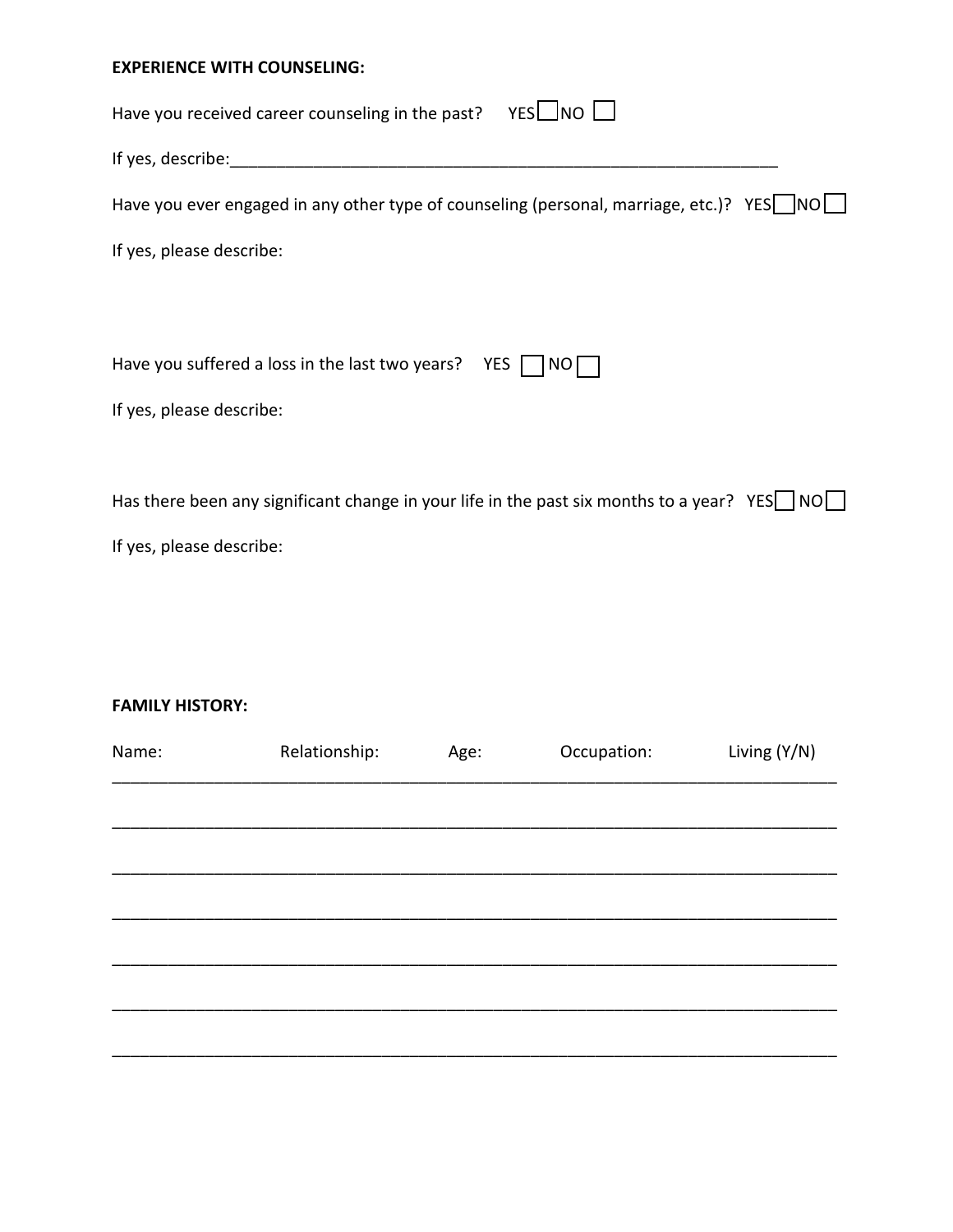**EXPERIENCE WITH COUNSELING:**

Have you received career counseling in the past? YES ☐ NO ☐

If yes, describe:_______________________________________________________________

Have you ever engaged in any other type of counseling (personal, marriage, etc.)? YES ☐ NO ☐

If yes, please describe:

Have you suffered a loss in the last two years? YES ☐ NO ☐

If yes, please describe:

Has there been any significant change in your life in the past six months to a year? YES ☐ NO ☐

If yes, please describe:

**FAMILY HISTORY:**

| Name: | Relationship: | Age: | Occupation: | Living (Y/N) |
|---|---|---|---|---|
| | | | | |
| | | | | |
| | | | | |
| | | | | |
| | | | | |
| | | | | |
| | | | | |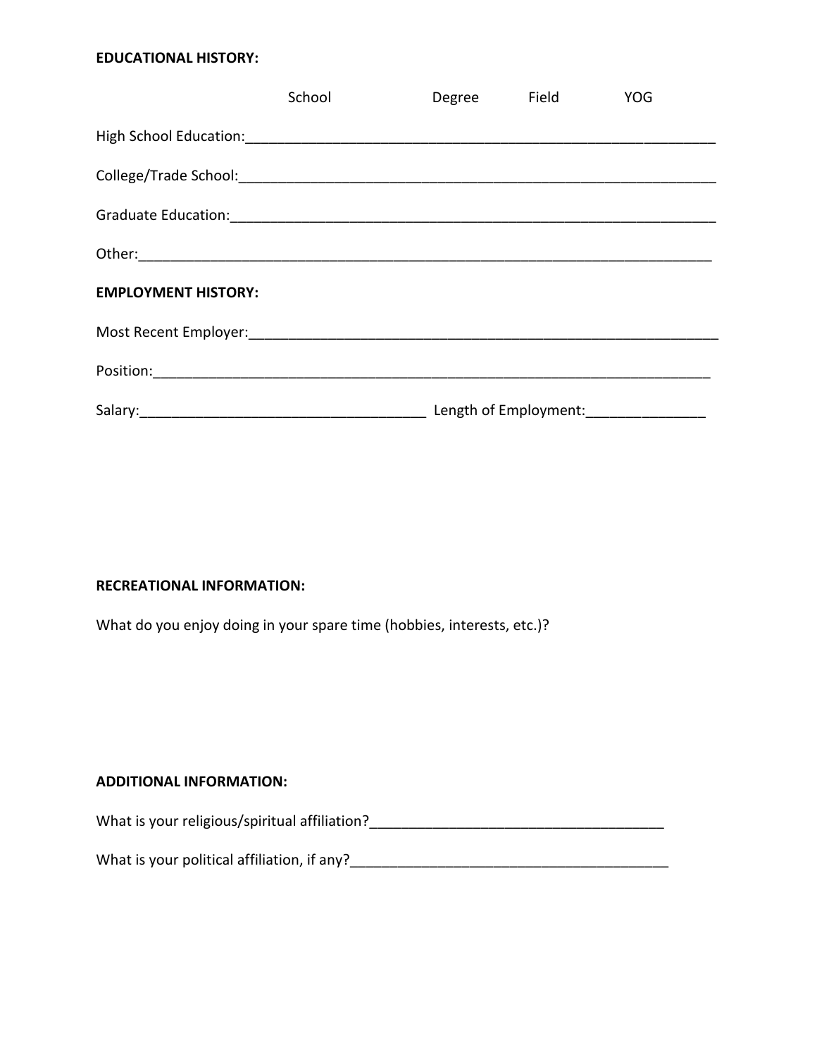**EDUCATIONAL HISTORY:**

| | School | Degree | Field | YOG |
|---|---|---|---|---|
| High School Education: | | | | |
| College/Trade School: | | | | |
| Graduate Education: | | | | |
| Other: | | | | |

**EMPLOYMENT HISTORY:**

Most Recent Employer:_______________________________________________________________

Position:__________________________________________________________________________

Salary:_____________________________________ Length of Employment:_______________

**RECREATIONAL INFORMATION:**

What do you enjoy doing in your spare time (hobbies, interests, etc.)?

**ADDITIONAL INFORMATION:**

What is your religious/spiritual affiliation?_____________________________________

What is your political affiliation, if any?________________________________________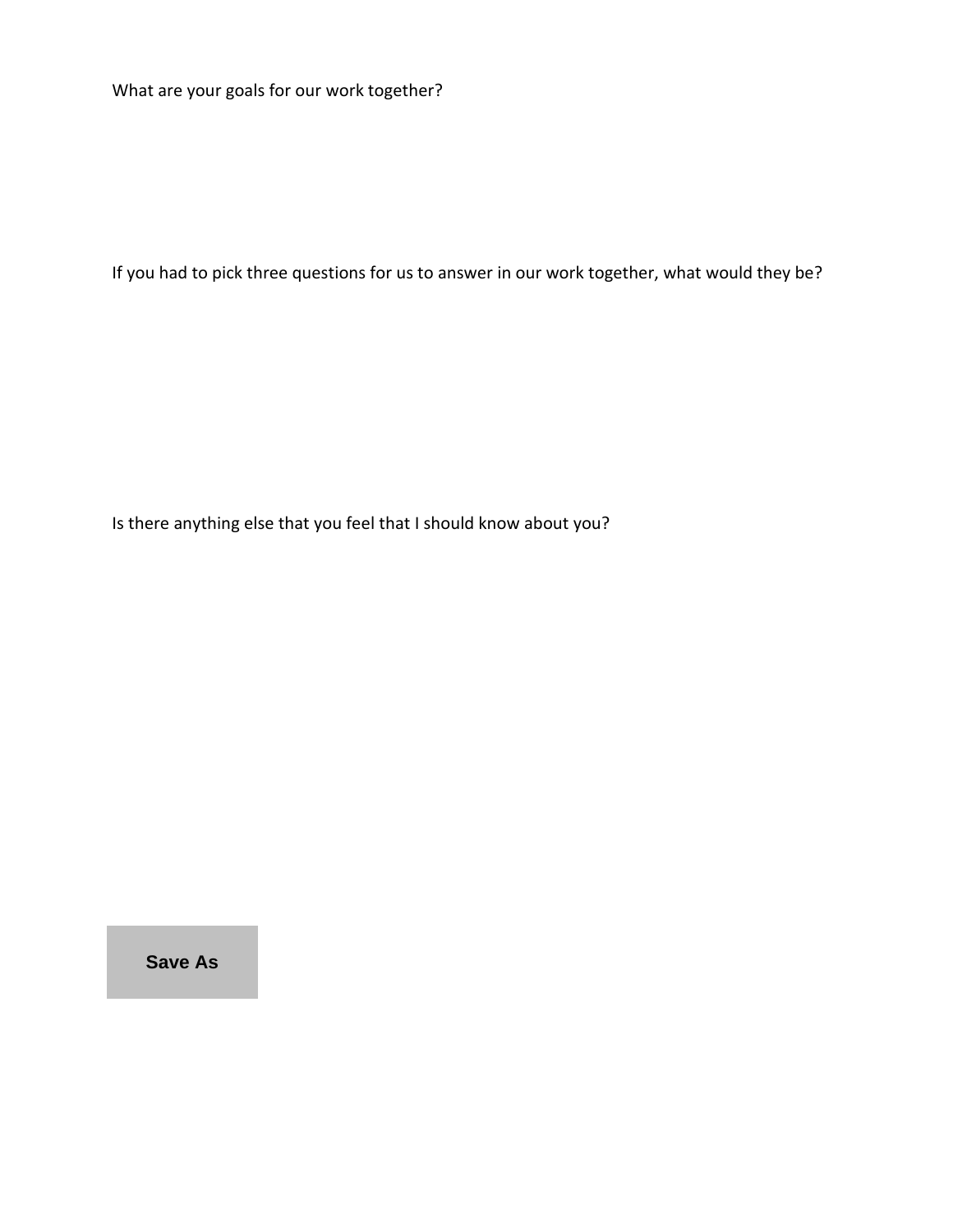What are your goals for our work together?

If you had to pick three questions for us to answer in our work together, what would they be?

Is there anything else that you feel that I should know about you?

**Save As**